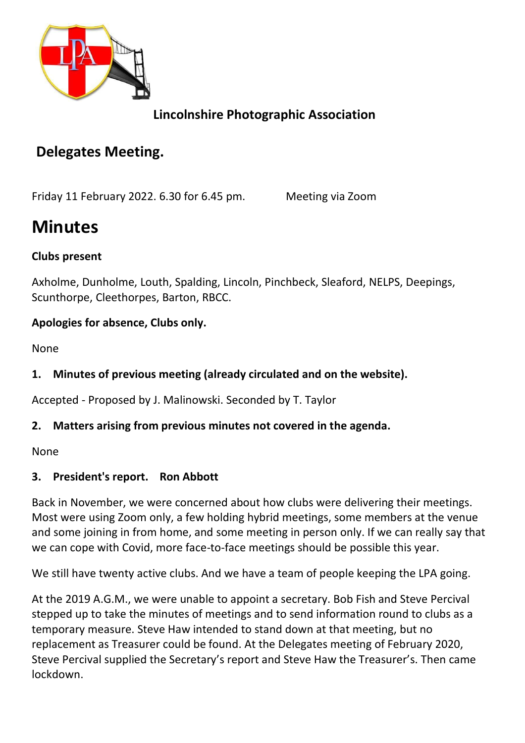**Lincolnshire Photographic Association**

## Delegates Meeting.

Friday 11 February 2022. 6.30 for 6.45 pm. Meeting via Zoom

# Minutes

**Clubs present**

Axholme, Dunholme, Louth, Spalding, Lincoln, Pinchbeck, Sleaford, NELPS, Deepings, Scunthorpe, Cleethorpes, Barton, RBCC.

**Apologies for absence, Clubs only.**

None

**1. Minutes of previous meeting (already circulated and on the website).**

Accepted - Proposed by J. Malinowski. Seconded by T. Taylor

**2. Matters arising from previous minutes not covered in the agenda.**

None

**3. President's report. Ron Abbott**

Back in November, we were concerned about how clubs were delivering their meetings. Most were using Zoom only, a few holding hybrid meetings, some members at the venue and some joining in from home, and some meeting in person only. If we can really say that we can cope with Covid, more face-to-face meetings should be possible this year.

We still have twenty active clubs. And we have a team of people keeping the LPA going.

At the 2019 A.G.M., we were unable to appoint a secretary. Bob Fish and Steve Percival stepped up to take the minutes of meetings and to send information round to clubs as a temporary measure. Steve Haw intended to stand down at that meeting, but no replacement as Treasurer could be found. At the Delegates meeting of February 2020, Steve Percival supplied the Secretary's report and Steve Haw the Treasurer's. Then came lockdown.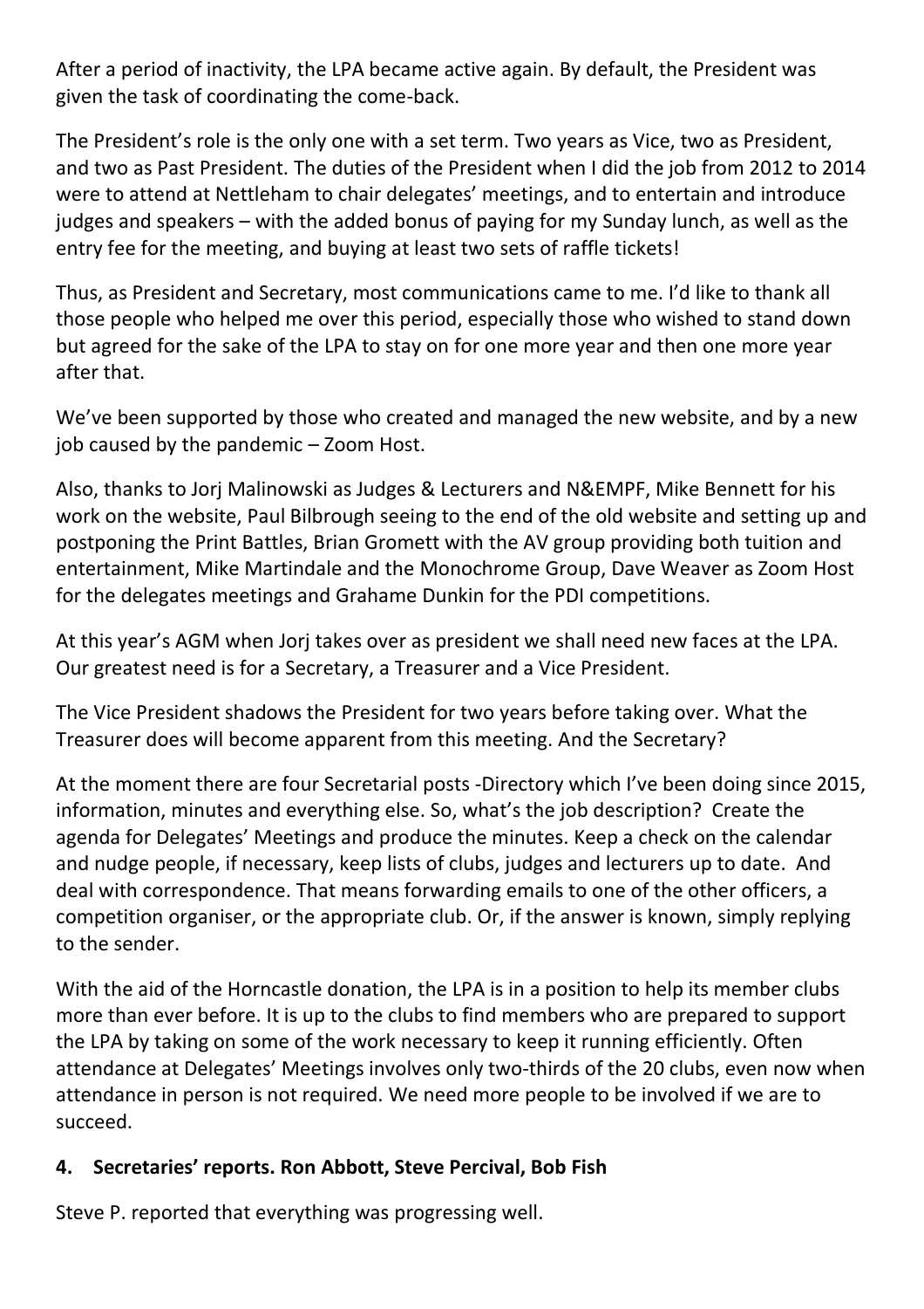After a period of inactivity, the LPA became active again. By default, the President was given the task of coordinating the come-back.

The President's role is the only one with a set term. Two years as Vice, two as President, and two as Past President. The duties of the President when I did the job from 2012 to 2014 were to attend at Nettleham to chair delegates' meetings, and to entertain and introduce judges and speakers – with the added bonus of paying for my Sunday lunch, as well as the entry fee for the meeting, and buying at least two sets of raffle tickets!

Thus, as President and Secretary, most communications came to me. I'd like to thank all those people who helped me over this period, especially those who wished to stand down but agreed for the sake of the LPA to stay on for one more year and then one more year after that.

We've been supported by those who created and managed the new website, and by a new job caused by the pandemic – Zoom Host.

Also, thanks to Jorj Malinowski as Judges & Lecturers and N&EMPF, Mike Bennett for his work on the website, Paul Bilbrough seeing to the end of the old website and setting up and postponing the Print Battles, Brian Gromett with the AV group providing both tuition and entertainment, Mike Martindale and the Monochrome Group, Dave Weaver as Zoom Host for the delegates meetings and Grahame Dunkin for the PDI competitions.

At this year's AGM when Jorj takes over as president we shall need new faces at the LPA. Our greatest need is for a Secretary, a Treasurer and a Vice President.

The Vice President shadows the President for two years before taking over. What the Treasurer does will become apparent from this meeting. And the Secretary?

At the moment there are four Secretarial posts -Directory which I've been doing since 2015, information, minutes and everything else. So, what's the job description? Create the agenda for Delegates' Meetings and produce the minutes. Keep a check on the calendar and nudge people, if necessary, keep lists of clubs, judges and lecturers up to date. And deal with correspondence. That means forwarding emails to one of the other officers, a competition organiser, or the appropriate club. Or, if the answer is known, simply replying to the sender.

With the aid of the Horncastle donation, the LPA is in a position to help its member clubs more than ever before. It is up to the clubs to find members who are prepared to support the LPA by taking on some of the work necessary to keep it running efficiently. Often attendance at Delegates' Meetings involves only two-thirds of the 20 clubs, even now when attendance in person is not required. We need more people to be involved if we are to succeed.

**4. Secretaries' reports. Ron Abbott, Steve Percival, Bob Fish**

Steve P. reported that everything was progressing well.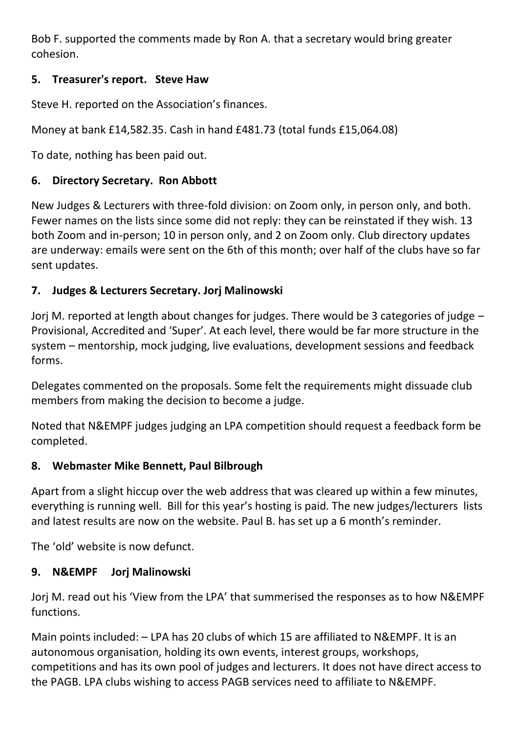Bob F. supported the comments made by Ron A. that a secretary would bring greater cohesion.

**5. Treasurer's report. Steve Haw**

Steve H. reported on the Association's finances.

Money at bank £14,582.35. Cash in hand £481.73 (total funds £15,064.08)

To date, nothing has been paid out.

**6. Directory Secretary. Ron Abbott**

New Judges & Lecturers with three-fold division: on Zoom only, in person only, and both. Fewer names on the lists since some did not reply: they can be reinstated if they wish. 13 both Zoom and in-person; 10 in person only, and 2 on Zoom only. Club directory updates are underway: emails were sent on the 6th of this month; over half of the clubs have so far sent updates.

**7. Judges & Lecturers Secretary. Jorj Malinowski**

Jorj M. reported at length about changes for judges. There would be 3 categories of judge – Provisional, Accredited and 'Super'. At each level, there would be far more structure in the system – mentorship, mock judging, live evaluations, development sessions and feedback forms.

Delegates commented on the proposals. Some felt the requirements might dissuade club members from making the decision to become a judge.

Noted that N&EMPF judges judging an LPA competition should request a feedback form be completed.

**8. Webmaster Mike Bennett, Paul Bilbrough**

Apart from a slight hiccup over the web address that was cleared up within a few minutes, everything is running well. Bill for this year's hosting is paid. The new judges/lecturers lists and latest results are now on the website. Paul B. has set up a 6 month's reminder.

The 'old' website is now defunct.

**9. N&EMPF Jorj Malinowski**

Jorj M. read out his 'View from the LPA' that summerised the responses as to how N&EMPF functions.

Main points included: – LPA has 20 clubs of which 15 are affiliated to N&EMPF. It is an autonomous organisation, holding its own events, interest groups, workshops, competitions and has its own pool of judges and lecturers. It does not have direct access to the PAGB. LPA clubs wishing to access PAGB services need to affiliate to N&EMPF.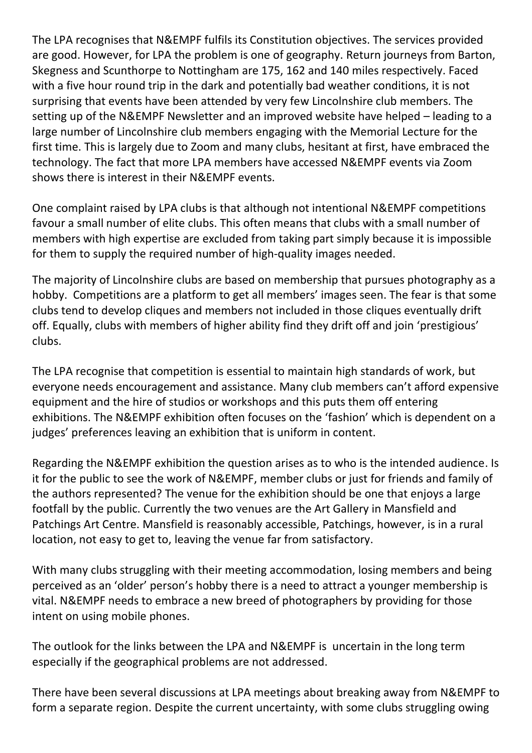The LPA recognises that N&EMPF fulfils its Constitution objectives. The services provided are good. However, for LPA the problem is one of geography. Return journeys from Barton, Skegness and Scunthorpe to Nottingham are 175, 162 and 140 miles respectively. Faced with a five hour round trip in the dark and potentially bad weather conditions, it is not surprising that events have been attended by very few Lincolnshire club members. The setting up of the N&EMPF Newsletter and an improved website have helped – leading to a large number of Lincolnshire club members engaging with the Memorial Lecture for the first time. This is largely due to Zoom and many clubs, hesitant at first, have embraced the technology. The fact that more LPA members have accessed N&EMPF events via Zoom shows there is interest in their N&EMPF events.

One complaint raised by LPA clubs is that although not intentional N&EMPF competitions favour a small number of elite clubs. This often means that clubs with a small number of members with high expertise are excluded from taking part simply because it is impossible for them to supply the required number of high-quality images needed.

The majority of Lincolnshire clubs are based on membership that pursues photography as a hobby. Competitions are a platform to get all members' images seen. The fear is that some clubs tend to develop cliques and members not included in those cliques eventually drift off. Equally, clubs with members of higher ability find they drift off and join 'prestigious' clubs.

The LPA recognise that competition is essential to maintain high standards of work, but everyone needs encouragement and assistance. Many club members can't afford expensive equipment and the hire of studios or workshops and this puts them off entering exhibitions. The N&EMPF exhibition often focuses on the 'fashion' which is dependent on a judges' preferences leaving an exhibition that is uniform in content.

Regarding the N&EMPF exhibition the question arises as to who is the intended audience. Is it for the public to see the work of N&EMPF, member clubs or just for friends and family of the authors represented? The venue for the exhibition should be one that enjoys a large footfall by the public. Currently the two venues are the Art Gallery in Mansfield and Patchings Art Centre. Mansfield is reasonably accessible, Patchings, however, is in a rural location, not easy to get to, leaving the venue far from satisfactory.

With many clubs struggling with their meeting accommodation, losing members and being perceived as an 'older' person's hobby there is a need to attract a younger membership is vital. N&EMPF needs to embrace a new breed of photographers by providing for those intent on using mobile phones.

The outlook for the links between the LPA and N&EMPF is uncertain in the long term especially if the geographical problems are not addressed.

There have been several discussions at LPA meetings about breaking away from N&EMPF to form a separate region. Despite the current uncertainty, with some clubs struggling owing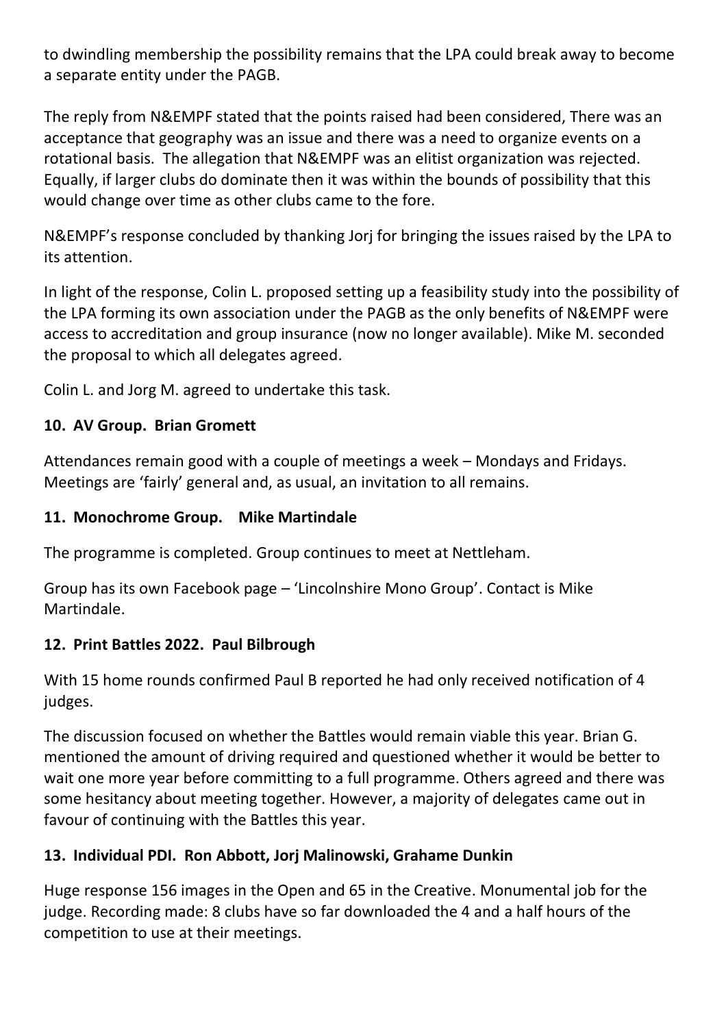to dwindling membership the possibility remains that the LPA could break away to become a separate entity under the PAGB.

The reply from N&EMPF stated that the points raised had been considered, There was an acceptance that geography was an issue and there was a need to organize events on a rotational basis. The allegation that N&EMPF was an elitist organization was rejected. Equally, if larger clubs do dominate then it was within the bounds of possibility that this would change over time as other clubs came to the fore.

N&EMPF's response concluded by thanking Jorj for bringing the issues raised by the LPA to its attention.

In light of the response, Colin L. proposed setting up a feasibility study into the possibility of the LPA forming its own association under the PAGB as the only benefits of N&EMPF were access to accreditation and group insurance (now no longer available). Mike M. seconded the proposal to which all delegates agreed.

Colin L. and Jorg M. agreed to undertake this task.

**10. AV Group. Brian Gromett**

Attendances remain good with a couple of meetings a week – Mondays and Fridays. Meetings are 'fairly' general and, as usual, an invitation to all remains.

**11. Monochrome Group. Mike Martindale**

The programme is completed. Group continues to meet at Nettleham.

Group has its own Facebook page – 'Lincolnshire Mono Group'. Contact is Mike Martindale.

**12. Print Battles 2022. Paul Bilbrough**

With 15 home rounds confirmed Paul B reported he had only received notification of 4 judges.

The discussion focused on whether the Battles would remain viable this year. Brian G. mentioned the amount of driving required and questioned whether it would be better to wait one more year before committing to a full programme. Others agreed and there was some hesitancy about meeting together. However, a majority of delegates came out in favour of continuing with the Battles this year.

**13. Individual PDI. Ron Abbott, Jorj Malinowski, Grahame Dunkin**

Huge response 156 images in the Open and 65 in the Creative. Monumental job for the judge. Recording made: 8 clubs have so far downloaded the 4 and a half hours of the competition to use at their meetings.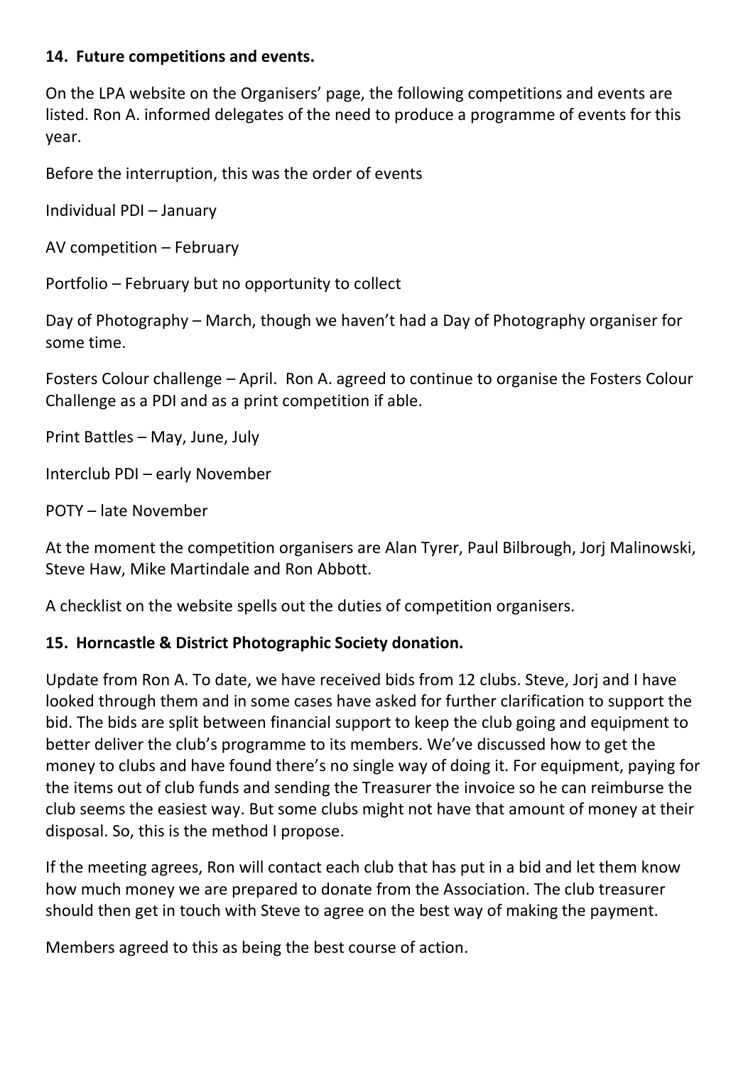**14. Future competitions and events.**

On the LPA website on the Organisers' page, the following competitions and events are listed. Ron A. informed delegates of the need to produce a programme of events for this year.

Before the interruption, this was the order of events

Individual PDI – January

AV competition – February

Portfolio – February but no opportunity to collect

Day of Photography – March, though we haven't had a Day of Photography organiser for some time.

Fosters Colour challenge – April. Ron A. agreed to continue to organise the Fosters Colour Challenge as a PDI and as a print competition if able.

Print Battles – May, June, July

Interclub PDI – early November

POTY – late November

At the moment the competition organisers are Alan Tyrer, Paul Bilbrough, Jorj Malinowski, Steve Haw, Mike Martindale and Ron Abbott.

A checklist on the website spells out the duties of competition organisers.

**15. Horncastle & District Photographic Society donation.**

Update from Ron A. To date, we have received bids from 12 clubs. Steve, Jorj and I have looked through them and in some cases have asked for further clarification to support the bid. The bids are split between financial support to keep the club going and equipment to better deliver the club's programme to its members. We've discussed how to get the money to clubs and have found there's no single way of doing it. For equipment, paying for the items out of club funds and sending the Treasurer the invoice so he can reimburse the club seems the easiest way. But some clubs might not have that amount of money at their disposal. So, this is the method I propose.

If the meeting agrees, Ron will contact each club that has put in a bid and let them know how much money we are prepared to donate from the Association. The club treasurer should then get in touch with Steve to agree on the best way of making the payment.

Members agreed to this as being the best course of action.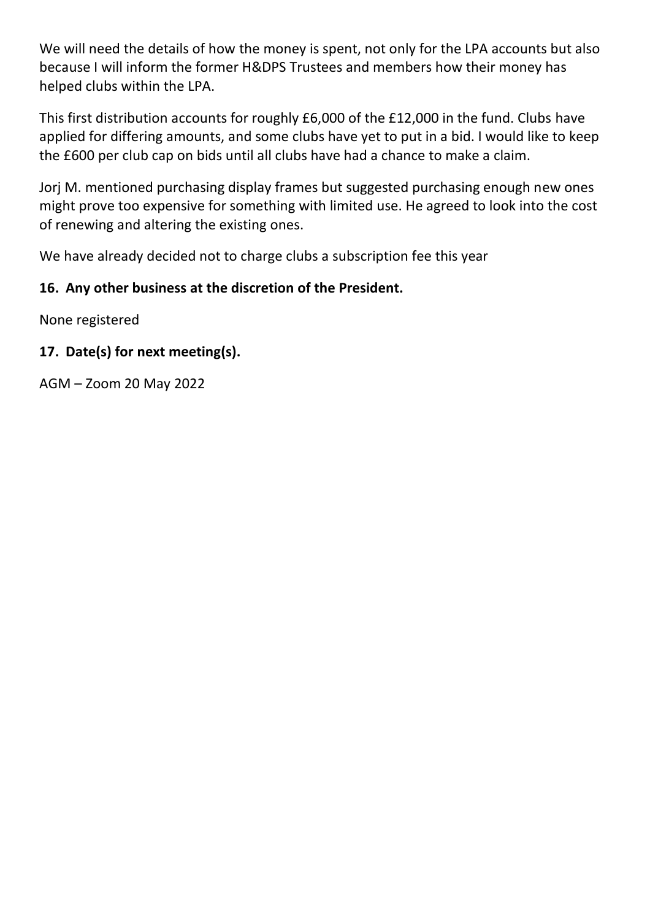We will need the details of how the money is spent, not only for the LPA accounts but also because I will inform the former H&DPS Trustees and members how their money has helped clubs within the LPA.

This first distribution accounts for roughly £6,000 of the £12,000 in the fund. Clubs have applied for differing amounts, and some clubs have yet to put in a bid. I would like to keep the £600 per club cap on bids until all clubs have had a chance to make a claim.

Jorj M. mentioned purchasing display frames but suggested purchasing enough new ones might prove too expensive for something with limited use. He agreed to look into the cost of renewing and altering the existing ones.

We have already decided not to charge clubs a subscription fee this year

**16. Any other business at the discretion of the President.**

None registered

**17. Date(s) for next meeting(s).**

AGM – Zoom 20 May 2022